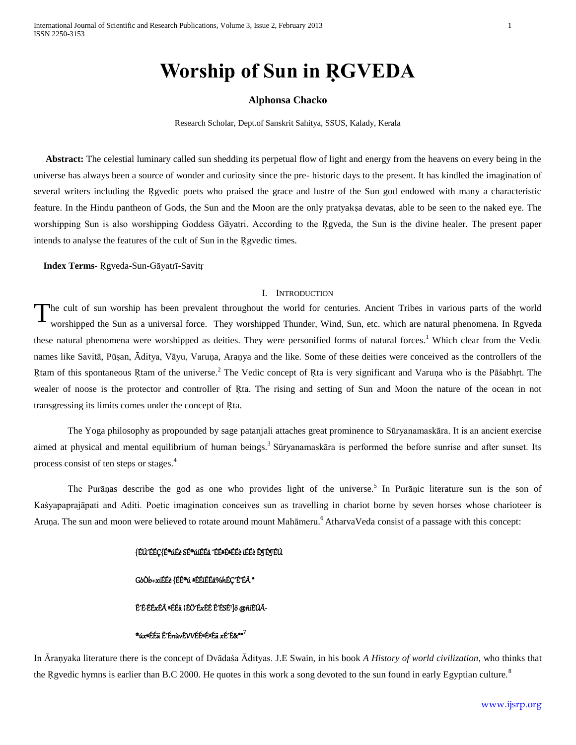# Worship of Sun in ṚGVEDA

**Alphonsa Chacko**

Research Scholar, Dept.of Sanskrit Sahitya, SSUS, Kalady, Kerala

**Abstract:** The celestial luminary called sun shedding its perpetual flow of light and energy from the heavens on every being in the universe has always been a source of wonder and curiosity since the pre- historic days to the present. It has kindled the imagination of several writers including the Ṛgvedic poets who praised the grace and lustre of the Sun god endowed with many a characteristic feature. In the Hindu pantheon of Gods, the Sun and the Moon are the only pratyakṣa devatas, able to be seen to the naked eye. The worshipping Sun is also worshipping Goddess Gāyatri. According to the Ṛgveda, the Sun is the divine healer. The present paper intends to analyse the features of the cult of Sun in the Ṛgvedic times.

**Index Terms-** Ṛgveda-Sun-Gāyatrī-Savitṛ

## I. Introduction

The cult of sun worship has been prevalent throughout the world for centuries. Ancient Tribes in various parts of the world worshipped the Sun as a universal force. They worshipped Thunder, Wind, Sun, etc. which are natural phenomena. In Ṛgveda these natural phenomena were worshipped as deities. They were personified forms of natural forces.[1] Which clear from the Vedic names like Savitā, Pūṣan, Āditya, Vāyu, Varuṇa, Araṇya and the like. Some of these deities were conceived as the controllers of the Ṛtam of this spontaneous Ṛtam of the universe.[2] The Vedic concept of Ṛta is very significant and Varuṇa who is the Pāśabhṛt. The wealer of noose is the protector and controller of Ṛta. The rising and setting of Sun and Moon the nature of the ocean in not transgressing its limits comes under the concept of Ṛta.

The Yoga philosophy as propounded by sage patanjali attaches great prominence to Sūryanamaskāra. It is an ancient exercise aimed at physical and mental equilibrium of human beings.[3] Sūryanamaskāra is performed the before sunrise and after sunset. Its process consist of ten steps or stages.[4]

The Purāṇas describe the god as one who provides light of the universe.[5] In Purāṇic literature sun is the son of Kaśyapaprajāpati and Aditi. Poetic imagination conceives sun as travelling in chariot borne by seven horses whose charioteer is Aruṇa. The sun and moon were believed to rotate around mount Mahāmeru.[6] AtharvaVeda consist of a passage with this concept:

{ÉÚ´ÉÉÇ{É®úÉè SÉ®úiÉÉä ¨ÉÉªÉªÉèiÉÉè ÊŠÉ¶ÉÚ

GòÒb÷xiÉÉè {ÉÊ®ú ªÉÉiÉÉä%hÉÇ´É´ÉÆ *

Ê´É·ÉÉxªÉÉä ¦ÉÖ´ÉxÉÉ Ê´ÉSÉ¹]õ @ñiÉÚÆ-

®úxªÉÉä Ê´ÉnùvÉVVÉÉªÉºÉä xÉ´É&**[7]

In Āraṇyaka literature there is the concept of Dvādaśa Ādityas. J.E Swain, in his book *A History of world civilization*, who thinks that the Ṛgvedic hymns is earlier than B.C 2000. He quotes in this work a song devoted to the sun found in early Egyptian culture.[8]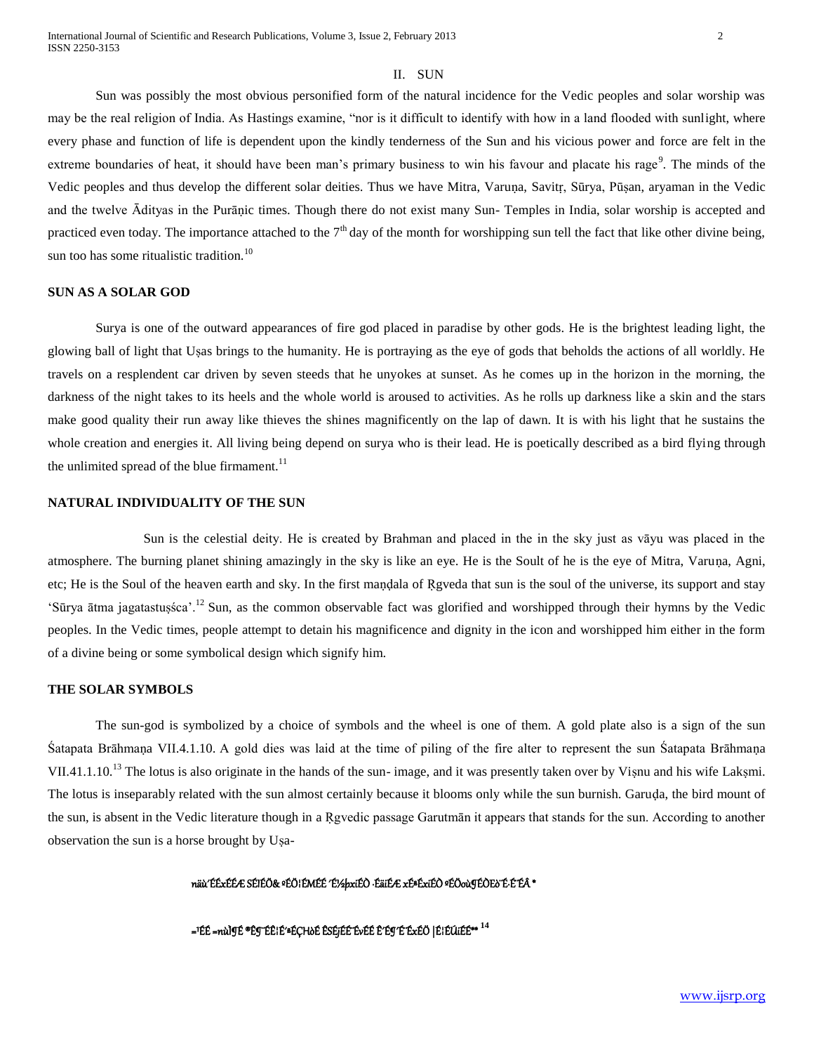## II. SUN

Sun was possibly the most obvious personified form of the natural incidence for the Vedic peoples and solar worship was may be the real religion of India. As Hastings examine, "nor is it difficult to identify with how in a land flooded with sunlight, where every phase and function of life is dependent upon the kindly tenderness of the Sun and his vicious power and force are felt in the extreme boundaries of heat, it should have been man's primary business to win his favour and placate his rage[9]. The minds of the Vedic peoples and thus develop the different solar deities. Thus we have Mitra, Varuṇa, Savitṛ, Sūrya, Pūṣan, aryaman in the Vedic and the twelve Ādityas in the Purāṇic times. Though there do not exist many Sun- Temples in India, solar worship is accepted and practiced even today. The importance attached to the 7th day of the month for worshipping sun tell the fact that like other divine being, sun too has some ritualistic tradition.[10]

### SUN AS A SOLAR GOD

Surya is one of the outward appearances of fire god placed in paradise by other gods. He is the brightest leading light, the glowing ball of light that Uṣas brings to the humanity. He is portraying as the eye of gods that beholds the actions of all worldly. He travels on a resplendent car driven by seven steeds that he unyokes at sunset. As he comes up in the horizon in the morning, the darkness of the night takes to its heels and the whole world is aroused to activities. As he rolls up darkness like a skin and the stars make good quality their run away like thieves the shines magnificently on the lap of dawn. It is with his light that he sustains the whole creation and energies it. All living being depend on surya who is their lead. He is poetically described as a bird flying through the unlimited spread of the blue firmament.[11]

### NATURAL INDIVIDUALITY OF THE SUN

Sun is the celestial deity. He is created by Brahman and placed in the in the sky just as vāyu was placed in the atmosphere. The burning planet shining amazingly in the sky is like an eye. He is the Soult of he is the eye of Mitra, Varuṇa, Agni, etc; He is the Soul of the heaven earth and sky. In the first maṇḍala of Ṛgveda that sun is the soul of the universe, its support and stay 'Sūrya ātma jagatastuṣśca'.[12] Sun, as the common observable fact was glorified and worshipped through their hymns by the Vedic peoples. In the Vedic times, people attempt to detain his magnificence and dignity in the icon and worshipped him either in the form of a divine being or some symbolical design which signify him.

### THE SOLAR SYMBOLS

The sun-god is symbolized by a choice of symbols and the wheel is one of them. A gold plate also is a sign of the sun Śatapata Brāhmaṇa VII.4.1.10. A gold dies was laid at the time of piling of the fire alter to represent the sun Śatapata Brāhmaṇa VII.41.1.10.[13] The lotus is also originate in the hands of the sun- image, and it was presently taken over by Viṣnu and his wife Lakṣmi. The lotus is inseparably related with the sun almost certainly because it blooms only while the sun burnish. Garuḍa, the bird mount of the sun, is absent in the Vedic literature though in a Ṛgvedic passage Garutmān it appears that stands for the sun. According to another observation the sun is a horse brought by Uṣa-

näù´ÉÉxÉÉÆ SÉIÉÖ& ºÉÖ¦ÉMÉÉ ´É½þxiÉÒ ·ÉäiÉÆ xÉªÉxiÉÒ ºÉÖoù¶ÉÒEò¨É·ÉÂ *

=¹ÉÉ =nùÌ¶É ®É¶¨ÉÊ¦É´ªÉÇHòÉ ÊSÉjÉÉ¨ÉvÉÉ Ê´É¶´É¨ÉxÉÖ |É¦ÉÚiÉÉ** [14]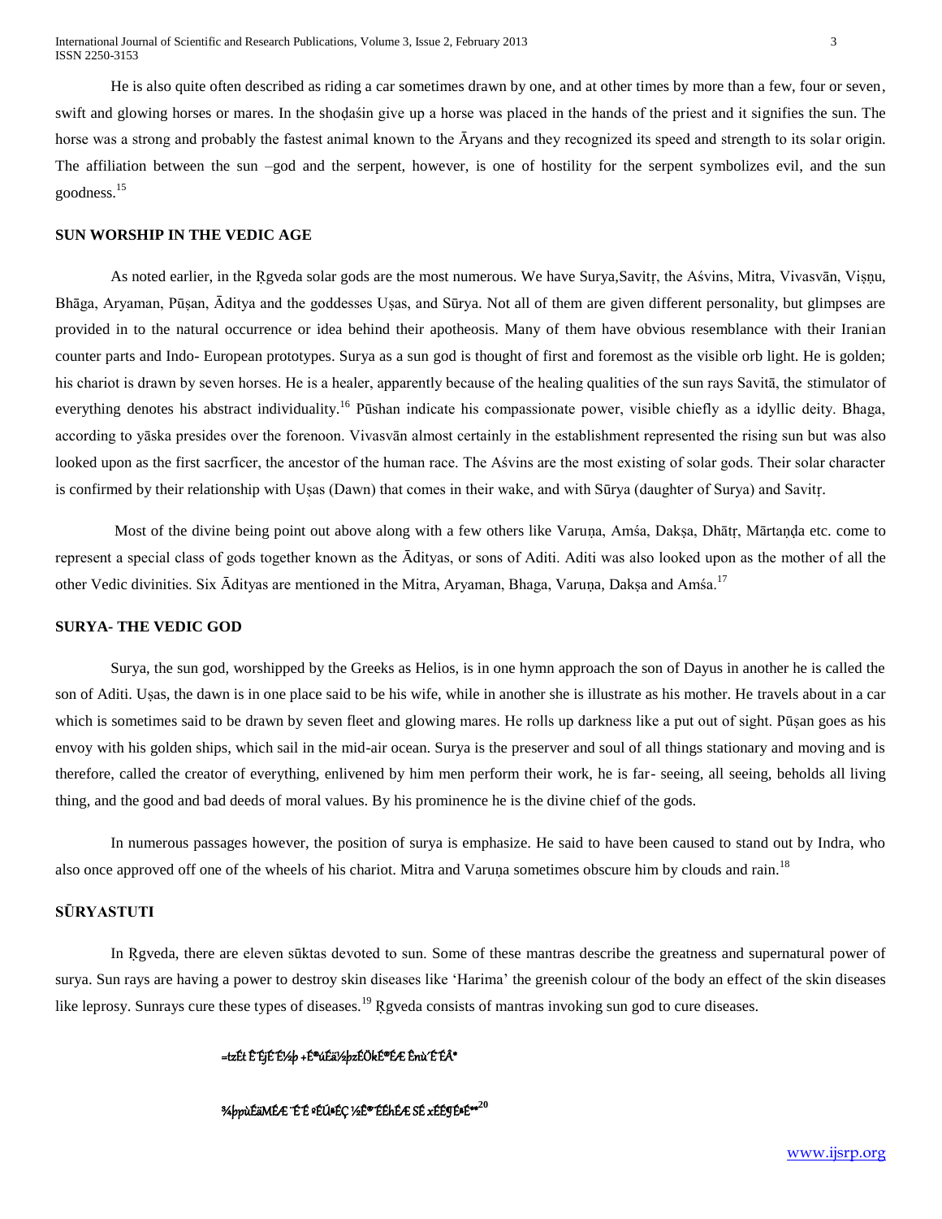He is also quite often described as riding a car sometimes drawn by one, and at other times by more than a few, four or seven, swift and glowing horses or mares. In the shoḍaśin give up a horse was placed in the hands of the priest and it signifies the sun. The horse was a strong and probably the fastest animal known to the Āryans and they recognized its speed and strength to its solar origin. The affiliation between the sun –god and the serpent, however, is one of hostility for the serpent symbolizes evil, and the sun goodness.[15]

## SUN WORSHIP IN THE VEDIC AGE

As noted earlier, in the Ṛgveda solar gods are the most numerous. We have Surya,Savitṛ, the Aśvins, Mitra, Vivasvān, Viṣṇu, Bhāga, Aryaman, Pūṣan, Āditya and the goddesses Uṣas, and Sūrya. Not all of them are given different personality, but glimpses are provided in to the natural occurrence or idea behind their apotheosis. Many of them have obvious resemblance with their Iranian counter parts and Indo- European prototypes. Surya as a sun god is thought of first and foremost as the visible orb light. He is golden; his chariot is drawn by seven horses. He is a healer, apparently because of the healing qualities of the sun rays Savitā, the stimulator of everything denotes his abstract individuality.[16] Pūshan indicate his compassionate power, visible chiefly as a idyllic deity. Bhaga, according to yāska presides over the forenoon. Vivasvān almost certainly in the establishment represented the rising sun but was also looked upon as the first sacrficer, the ancestor of the human race. The Aśvins are the most existing of solar gods. Their solar character is confirmed by their relationship with Uṣas (Dawn) that comes in their wake, and with Sūrya (daughter of Surya) and Savitṛ.

Most of the divine being point out above along with a few others like Varuṇa, Amśa, Dakṣa, Dhātṛ, Mārtaṇḍa etc. come to represent a special class of gods together known as the Ādityas, or sons of Aditi. Aditi was also looked upon as the mother of all the other Vedic divinities. Six Ādityas are mentioned in the Mitra, Aryaman, Bhaga, Varuṇa, Dakṣa and Amśa.[17]

## SURYA- THE VEDIC GOD

Surya, the sun god, worshipped by the Greeks as Helios, is in one hymn approach the son of Dayus in another he is called the son of Aditi. Uṣas, the dawn is in one place said to be his wife, while in another she is illustrate as his mother. He travels about in a car which is sometimes said to be drawn by seven fleet and glowing mares. He rolls up darkness like a put out of sight. Pūṣan goes as his envoy with his golden ships, which sail in the mid-air ocean. Surya is the preserver and soul of all things stationary and moving and is therefore, called the creator of everything, enlivened by him men perform their work, he is far- seeing, all seeing, beholds all living thing, and the good and bad deeds of moral values. By his prominence he is the divine chief of the gods.

In numerous passages however, the position of surya is emphasize. He said to have been caused to stand out by Indra, who also once approved off one of the wheels of his chariot. Mitra and Varuṇa sometimes obscure him by clouds and rain.[18]

## SŪRYASTUTI

In Ṛgveda, there are eleven sūktas devoted to sun. Some of these mantras describe the greatness and supernatural power of surya. Sun rays are having a power to destroy skin diseases like 'Harima' the greenish colour of the body an effect of the skin diseases like leprosy. Sunrays cure these types of diseases.[19] Ṛgveda consists of mantras invoking sun god to cure diseases.

=tzÉt Ê´ÉjÉ´É½þ +É®úÉä½þzÉÖkÉ®úÉÆ Ênù´ÉÆ

¾þpùÉäMÉÆ ¨É¨É ºÉÚªÉÇ ½þÊ®ú¨ÉÉhÉÆ SÉ xÉÉ¶ÉªÉ**[20]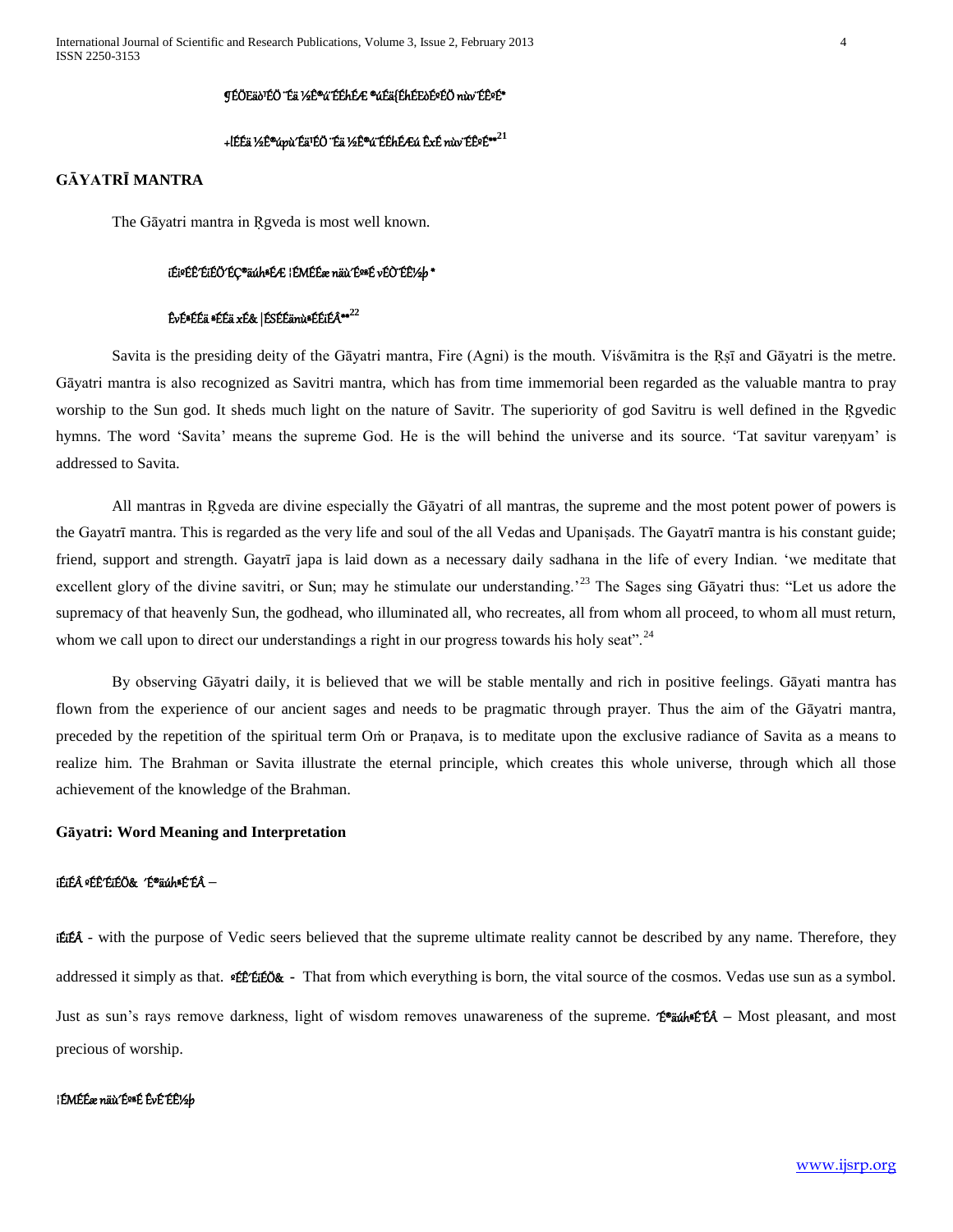¶ÉÖEäò¹ÉÖ ´Éä ½È®ú´ÉÉhÉÆ ®úÉä{ÉhÉEòÉ¤ÉÉÖ nùò´ÉÊ¤É*

+lÉÉä ½È®úpù´Éä¹ÉÖ ´Éä ½È®ú´ÉÉhÉÆú ÊxÉ nùò´ÉÊ¤É**[21]

## GĀYATRĪ MANTRA

The Gāyatri mantra in Ṛgveda is most well known.

iÉi¤ÉÊ´ÉiÉÖ´ÉÇ®äúhªÉÆ ¦ÉMÉÉæ näù´É¨ªÉ vÉÒ¨ÉÊ½þ *

ÊvÉªÉÉä ªÉÉä xÉ& |ÉSÉÉänùªÉÉiÉÂ**[22]

Savita is the presiding deity of the Gāyatri mantra, Fire (Agni) is the mouth. Viśvāmitra is the Ṛṣī and Gāyatri is the metre. Gāyatri mantra is also recognized as Savitri mantra, which has from time immemorial been regarded as the valuable mantra to pray worship to the Sun god. It sheds much light on the nature of Savitr. The superiority of god Savitru is well defined in the Ṛgvedic hymns. The word 'Savita' means the supreme God. He is the will behind the universe and its source. 'Tat savitur vareṇyam' is addressed to Savita.

All mantras in Ṛgveda are divine especially the Gāyatri of all mantras, the supreme and the most potent power of powers is the Gayatrī mantra. This is regarded as the very life and soul of the all Vedas and Upaniṣads. The Gayatrī mantra is his constant guide; friend, support and strength. Gayatrī japa is laid down as a necessary daily sadhana in the life of every Indian. 'we meditate that excellent glory of the divine savitri, or Sun; may he stimulate our understanding.'[23] The Sages sing Gāyatri thus: "Let us adore the supremacy of that heavenly Sun, the godhead, who illuminated all, who recreates, all from whom all proceed, to whom all must return, whom we call upon to direct our understandings a right in our progress towards his holy seat".[24]

By observing Gāyatri daily, it is believed that we will be stable mentally and rich in positive feelings. Gāyati mantra has flown from the experience of our ancient sages and needs to be pragmatic through prayer. Thus the aim of the Gāyatri mantra, preceded by the repetition of the spiritual term Oṁ or Praṇava, is to meditate upon the exclusive radiance of Savita as a means to realize him. The Brahman or Savita illustrate the eternal principle, which creates this whole universe, through which all those achievement of the knowledge of the Brahman.

### Gāyatri: Word Meaning and Interpretation

iÉiÉÂ ºÉÊ´ÉiÉÖ& ´É®äúhªÉ´ÉÂ –

iÉiÉÂ - with the purpose of Vedic seers believed that the supreme ultimate reality cannot be described by any name. Therefore, they addressed it simply as that. ºÉÊ´ÉiÉÖ& - That from which everything is born, the vital source of the cosmos. Vedas use sun as a symbol. Just as sun's rays remove darkness, light of wisdom removes unawareness of the supreme. ´É®äúhªÉ´ÉÂ – Most pleasant, and most precious of worship.

¦ÉMÉÉæ näù´É¨ªÉ ÊvÉ¨ÉÊ½þ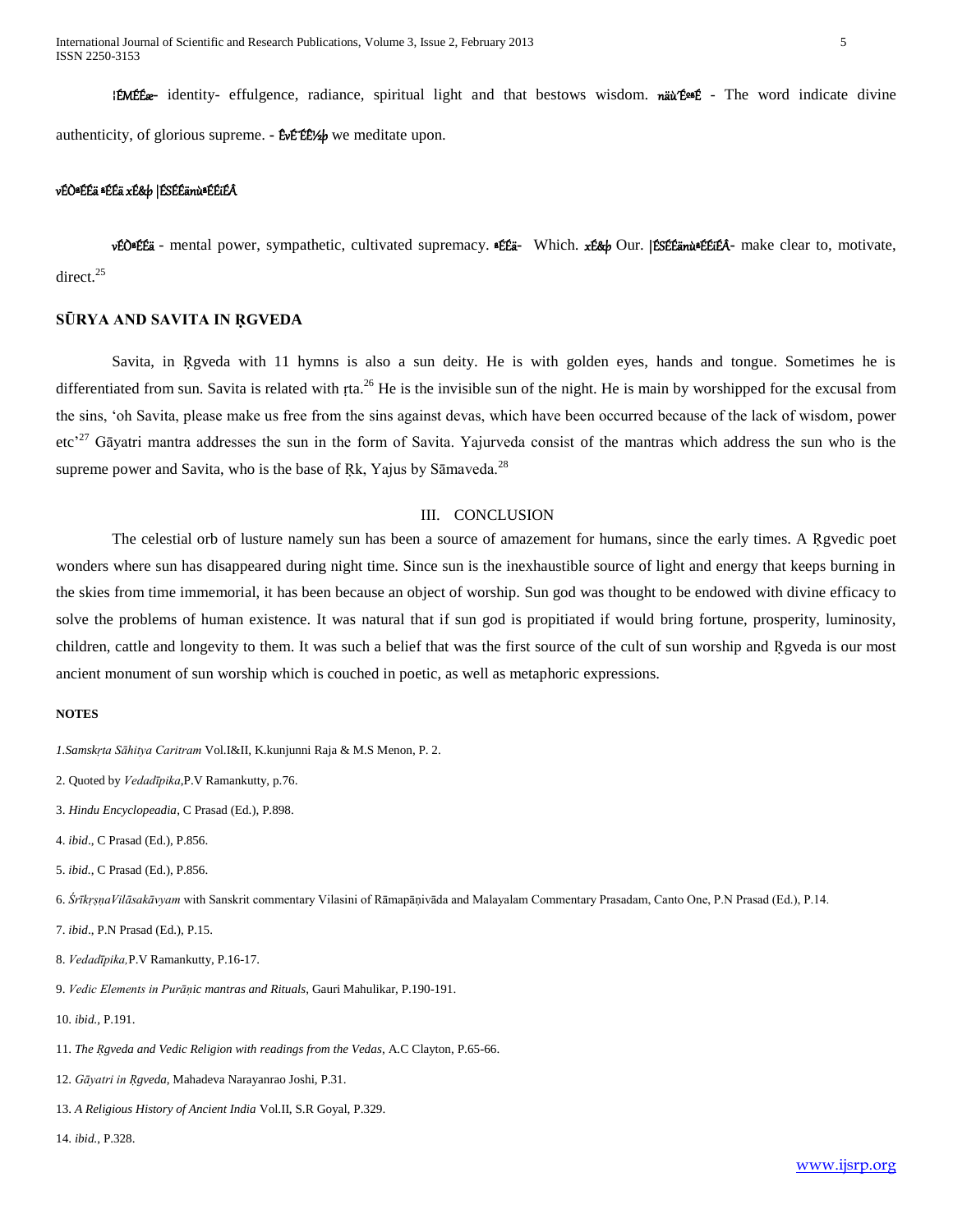¦ÉMÉÉæ- identity- effulgence, radiance, spiritual light and that bestows wisdom. nä´ÉºªÉ - The word indicate divine authenticity, of glorious supreme. - ÊvÉ¨ÉÊ½þ we meditate upon.

vÉÒªÉÉä ªÉÉä xÉ&þ |ÉSÉÉänùªÉÉiÉÂ

vÉÒªÉÉä - mental power, sympathetic, cultivated supremacy. ªÉÉä- Which. xÉ&þ Our. |ÉSÉÉänùªÉÉiÉÂ- make clear to, motivate, direct.[25]

## SŪRYA AND SAVITA IN ṚGVEDA

Savita, in Ṛgveda with 11 hymns is also a sun deity. He is with golden eyes, hands and tongue. Sometimes he is differentiated from sun. Savita is related with ṛta.[26] He is the invisible sun of the night. He is main by worshipped for the excusal from the sins, 'oh Savita, please make us free from the sins against devas, which have been occurred because of the lack of wisdom, power etc'[27] Gāyatri mantra addresses the sun in the form of Savita. Yajurveda consist of the mantras which address the sun who is the supreme power and Savita, who is the base of Ṛk, Yajus by Sāmaveda.[28]

## III. CONCLUSION

The celestial orb of lusture namely sun has been a source of amazement for humans, since the early times. A Ṛgvedic poet wonders where sun has disappeared during night time. Since sun is the inexhaustible source of light and energy that keeps burning in the skies from time immemorial, it has been because an object of worship. Sun god was thought to be endowed with divine efficacy to solve the problems of human existence. It was natural that if sun god is propitiated if would bring fortune, prosperity, luminosity, children, cattle and longevity to them. It was such a belief that was the first source of the cult of sun worship and Ṛgveda is our most ancient monument of sun worship which is couched in poetic, as well as metaphoric expressions.

#### NOTES

1. *Samskṛta Sāhitya Caritram* Vol.I&II, K.kunjunni Raja & M.S Menon, P. 2.

2. Quoted by *Vedadīpika*,P.V Ramankutty, p.76.

3. *Hindu Encyclopeadia*, C Prasad (Ed.), P.898.

4. *ibid*., C Prasad (Ed.), P.856.

5. *ibid.*, C Prasad (Ed.), P.856.

6. *ŚrīkṛṣnaVilāsakāvyam* with Sanskrit commentary Vilasini of Rāmapāṇivāda and Malayalam Commentary Prasadam, Canto One, P.N Prasad (Ed.), P.14.

7. *ibid*., P.N Prasad (Ed.), P.15.

8. *Vedadīpika,*P.V Ramankutty, P.16-17.

9. *Vedic Elements in Purāṇic mantras and Rituals*, Gauri Mahulikar, P.190-191.

10. *ibid.*, P.191.

11. *The Ṛgveda and Vedic Religion with readings from the Vedas*, A.C Clayton, P.65-66.

12. *Gāyatri in Ṛgveda*, Mahadeva Narayanrao Joshi, P.31.

13. *A Religious History of Ancient India* Vol.II, S.R Goyal, P.329.

14. *ibid.*, P.328.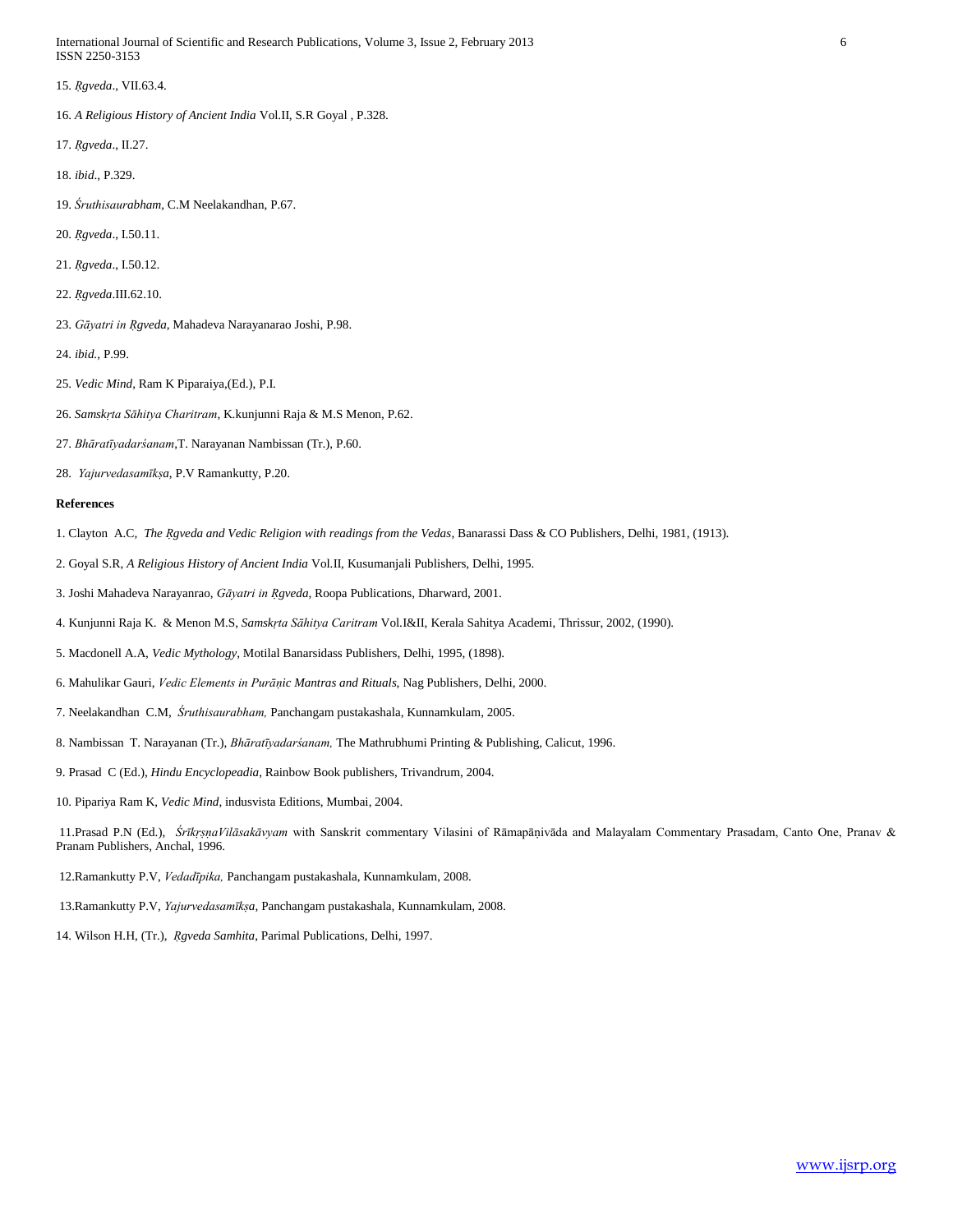15. *Ṛgveda*., VII.63.4.

16. *A Religious History of Ancient India* Vol.II, S.R Goyal , P.328.

17. *Ṛgveda*., II.27.

18. *ibid*., P.329.

19. *Śruthisaurabham*, C.M Neelakandhan, P.67.

20. *Ṛgveda*., I.50.11.

21. *Ṛgveda*., I.50.12.

22. *Ṛgveda*.III.62.10.

23. *Gāyatri in Ṛgveda*, Mahadeva Narayanarao Joshi, P.98.

24. *ibid.*, P.99.

25. *Vedic Mind*, Ram K Piparaiya,(Ed.), P.I.

26. *Samskṛta Sāhitya Charitram*, K.kunjunni Raja & M.S Menon, P.62.

27. *Bhāratīyadarśanam*,T. Narayanan Nambissan (Tr.), P.60.

28. *Yajurvedasamīkṣa*, P.V Ramankutty, P.20.

**References**

1. Clayton A.C, *The Ṛgveda and Vedic Religion with readings from the Vedas*, Banarassi Dass & CO Publishers, Delhi, 1981, (1913).

2. Goyal S.R, *A Religious History of Ancient India* Vol.II, Kusumanjali Publishers, Delhi, 1995.

3. Joshi Mahadeva Narayanrao, *Gāyatri in Ṛgveda*, Roopa Publications, Dharward, 2001.

4. Kunjunni Raja K. & Menon M.S, *Samskṛta Sāhitya Caritram* Vol.I&II, Kerala Sahitya Academi, Thrissur, 2002, (1990).

5. Macdonell A.A, *Vedic Mythology*, Motilal Banarsidass Publishers, Delhi, 1995, (1898).

6. Mahulikar Gauri, *Vedic Elements in Purāṇic Mantras and Rituals*, Nag Publishers, Delhi, 2000.

7. Neelakandhan C.M, *Śruthisaurabham,* Panchangam pustakashala, Kunnamkulam, 2005.

8. Nambissan T. Narayanan (Tr.), *Bhāratīyadarśanam,* The Mathrubhumi Printing & Publishing, Calicut, 1996.

9. Prasad C (Ed.), *Hindu Encyclopeadia*, Rainbow Book publishers, Trivandrum, 2004.

10. Pipariya Ram K, *Vedic Mind*, indusvista Editions, Mumbai, 2004.

11.Prasad P.N (Ed.), *ŚrīkṛṣṇaVilāsakāvyam* with Sanskrit commentary Vilasini of Rāmapāṇivāda and Malayalam Commentary Prasadam, Canto One, Pranav & Pranam Publishers, Anchal, 1996.

12.Ramankutty P.V, *Vedadīpika,* Panchangam pustakashala, Kunnamkulam, 2008.

13.Ramankutty P.V, *Yajurvedasamīkṣa*, Panchangam pustakashala, Kunnamkulam, 2008.

14. Wilson H.H, (Tr.), *Ṛgveda Samhita*, Parimal Publications, Delhi, 1997.